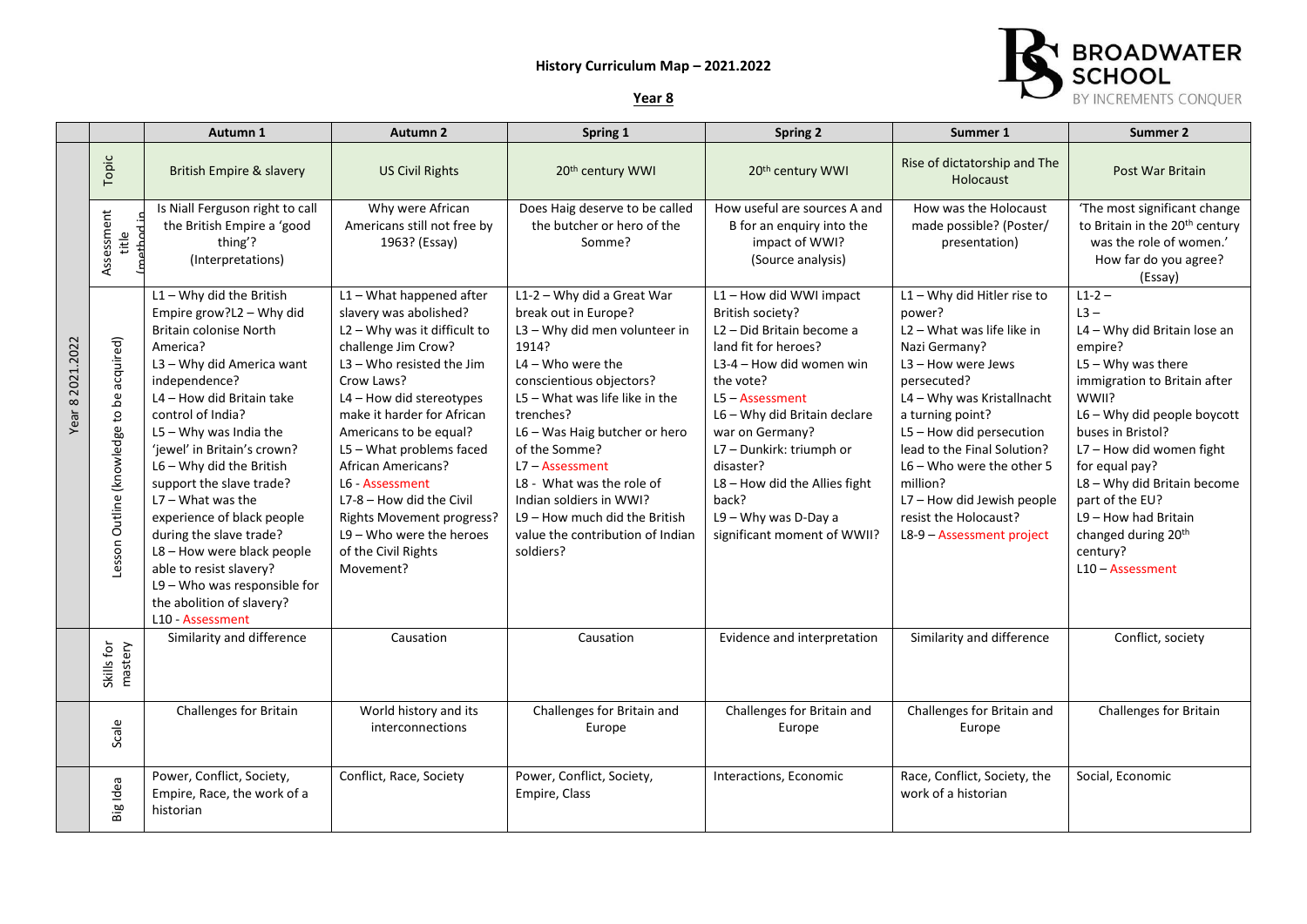**History Curriculum Map – 2021.2022**

**Year 8**

BROADWATER SCHOOL
BY INCREMENTS CONQUER

| | | Autumn 1 | Autumn 2 | Spring 1 | Spring 2 | Summer 1 | Summer 2 |
|---|---|---|---|---|---|---|---|
| Year 8 2021.2022 | Topic | British Empire & slavery | US Civil Rights | 20th century WWI | 20th century WWI | Rise of dictatorship and The Holocaust | Post War Britain |
| | Assessment title (method in | Is Niall Ferguson right to call the British Empire a 'good thing'? (Interpretations) | Why were African Americans still not free by 1963? (Essay) | Does Haig deserve to be called the butcher or hero of the Somme? | How useful are sources A and B for an enquiry into the impact of WWI? (Source analysis) | How was the Holocaust made possible? (Poster/ presentation) | 'The most significant change to Britain in the 20th century was the role of women.' How far do you agree? (Essay) |
| | Lesson Outline (knowledge to be acquired) | L1 – Why did the British Empire grow?L2 – Why did Britain colonise North America?<br>L3 – Why did America want independence?<br>L4 – How did Britain take control of India?<br>L5 – Why was India the 'jewel' in Britain's crown?<br>L6 – Why did the British support the slave trade?<br>L7 – What was the experience of black people during the slave trade?<br>L8 – How were black people able to resist slavery?<br>L9 – Who was responsible for the abolition of slavery?<br>L10 - Assessment | L1 – What happened after slavery was abolished?<br>L2 – Why was it difficult to challenge Jim Crow?<br>L3 – Who resisted the Jim Crow Laws?<br>L4 – How did stereotypes make it harder for African Americans to be equal?<br>L5 – What problems faced African Americans?<br>L6 - Assessment<br>L7-8 – How did the Civil Rights Movement progress?<br>L9 – Who were the heroes of the Civil Rights Movement? | L1-2 – Why did a Great War break out in Europe?<br>L3 – Why did men volunteer in 1914?<br>L4 – Who were the conscientious objectors?<br>L5 – What was life like in the trenches?<br>L6 – Was Haig butcher or hero of the Somme?<br>L7 – Assessment<br>L8 - What was the role of Indian soldiers in WWI?<br>L9 – How much did the British value the contribution of Indian soldiers? | L1 – How did WWI impact British society?<br>L2 – Did Britain become a land fit for heroes?<br>L3-4 – How did women win the vote?<br>L5 – Assessment<br>L6 – Why did Britain declare war on Germany?<br>L7 – Dunkirk: triumph or disaster?<br>L8 – How did the Allies fight back?<br>L9 – Why was D-Day a significant moment of WWII? | L1 – Why did Hitler rise to power?<br>L2 – What was life like in Nazi Germany?<br>L3 – How were Jews persecuted?<br>L4 – Why was Kristallnacht a turning point?<br>L5 – How did persecution lead to the Final Solution?<br>L6 – Who were the other 5 million?<br>L7 – How did Jewish people resist the Holocaust?<br>L8-9 – Assessment project | L1-2 –<br>L3 –<br>L4 – Why did Britain lose an empire?<br>L5 – Why was there immigration to Britain after WWII?<br>L6 – Why did people boycott buses in Bristol?<br>L7 – How did women fight for equal pay?<br>L8 – Why did Britain become part of the EU?<br>L9 – How had Britain changed during 20th century?<br>L10 – Assessment |
| | Skills for mastery | Similarity and difference | Causation | Causation | Evidence and interpretation | Similarity and difference | Conflict, society |
| | Scale | Challenges for Britain | World history and its interconnections | Challenges for Britain and Europe | Challenges for Britain and Europe | Challenges for Britain and Europe | Challenges for Britain |
| | Big Idea | Power, Conflict, Society, Empire, Race, the work of a historian | Conflict, Race, Society | Power, Conflict, Society, Empire, Class | Interactions, Economic | Race, Conflict, Society, the work of a historian | Social, Economic |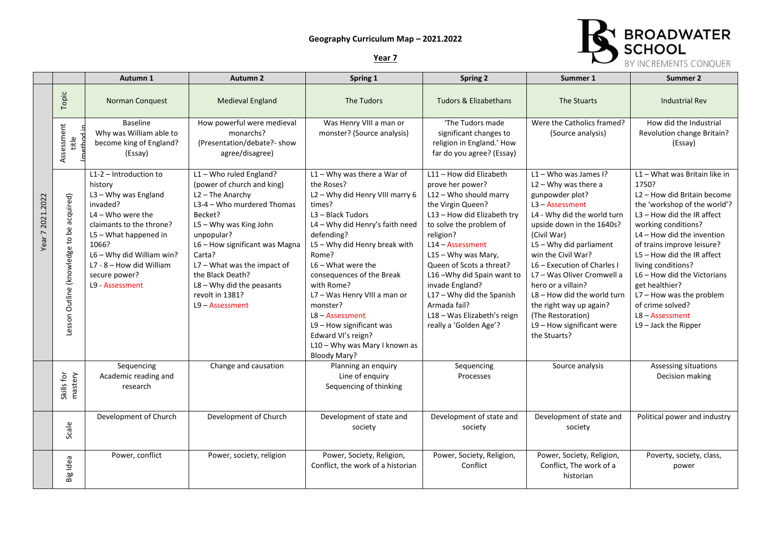**Geography Curriculum Map – 2021.2022**

**Year 7**

BROADWATER SCHOOL
BY INCREMENTS CONQUER

| | | Autumn 1 | Autumn 2 | Spring 1 | Spring 2 | Summer 1 | Summer 2 |
|---|---|---|---|---|---|---|---|
| Year 7 2021.2022 | Topic | Norman Conquest | Medieval England | The Tudors | Tudors & Elizabethans | The Stuarts | Industrial Rev |
| | Assessment title (method in | Baseline Why was William able to become king of England? (Essay) | How powerful were medieval monarchs? (Presentation/debate?- show agree/disagree) | Was Henry VIII a man or monster? (Source analysis) | 'The Tudors made significant changes to religion in England.' How far do you agree? (Essay) | Were the Catholics framed? (Source analysis) | How did the Industrial Revolution change Britain? (Essay) |
| | Lesson Outline (knowledge to be acquired) | L1-2 – Introduction to history<br>L3 – Why was England invaded?<br>L4 – Who were the claimants to the throne?<br>L5 – What happened in 1066?<br>L6 – Why did William win?<br>L7 - 8 – How did William secure power?<br>L9 - Assessment | L1 – Who ruled England? (power of church and king)<br>L2 – The Anarchy<br>L3-4 – Who murdered Thomas Becket?<br>L5 – Why was King John unpopular?<br>L6 – How significant was Magna Carta?<br>L7 – What was the impact of the Black Death?<br>L8 – Why did the peasants revolt in 1381?<br>L9 – Assessment | L1 – Why was there a War of the Roses?<br>L2 – Why did Henry VIII marry 6 times?<br>L3 – Black Tudors<br>L4 – Why did Henry's faith need defending?<br>L5 – Why did Henry break with Rome?<br>L6 – What were the consequences of the Break with Rome?<br>L7 – Was Henry VIII a man or monster?<br>L8 – Assessment<br>L9 – How significant was Edward VI's reign?<br>L10 – Why was Mary I known as Bloody Mary? | L11 – How did Elizabeth prove her power?<br>L12 – Who should marry the Virgin Queen?<br>L13 – How did Elizabeth try to solve the problem of religion?<br>L14 – Assessment<br>L15 – Why was Mary, Queen of Scots a threat?<br>L16 –Why did Spain want to invade England?<br>L17 – Why did the Spanish Armada fail?<br>L18 – Was Elizabeth's reign really a 'Golden Age'? | L1 – Who was James I?<br>L2 – Why was there a gunpowder plot?<br>L3 – Assessment<br>L4 - Why did the world turn upside down in the 1640s? (Civil War)<br>L5 – Why did parliament win the Civil War?<br>L6 – Execution of Charles I<br>L7 – Was Oliver Cromwell a hero or a villain?<br>L8 – How did the world turn the right way up again? (The Restoration)<br>L9 – How significant were the Stuarts? | L1 – What was Britain like in 1750?<br>L2 – How did Britain become the 'workshop of the world'?<br>L3 – How did the IR affect working conditions?<br>L4 – How did the invention of trains improve leisure?<br>L5 – How did the IR affect living conditions?<br>L6 – How did the Victorians get healthier?<br>L7 – How was the problem of crime solved?<br>L8 – Assessment<br>L9 – Jack the Ripper |
| | Skills for mastery | Sequencing<br>Academic reading and research | Change and causation | Planning an enquiry<br>Line of enquiry<br>Sequencing of thinking | Sequencing<br>Processes | Source analysis | Assessing situations<br>Decision making |
| | Scale | Development of Church | Development of Church | Development of state and society | Development of state and society | Development of state and society | Political power and industry |
| | Big Idea | Power, conflict | Power, society, religion | Power, Society, Religion, Conflict, the work of a historian | Power, Society, Religion, Conflict | Power, Society, Religion, Conflict, The work of a historian | Poverty, society, class, power |